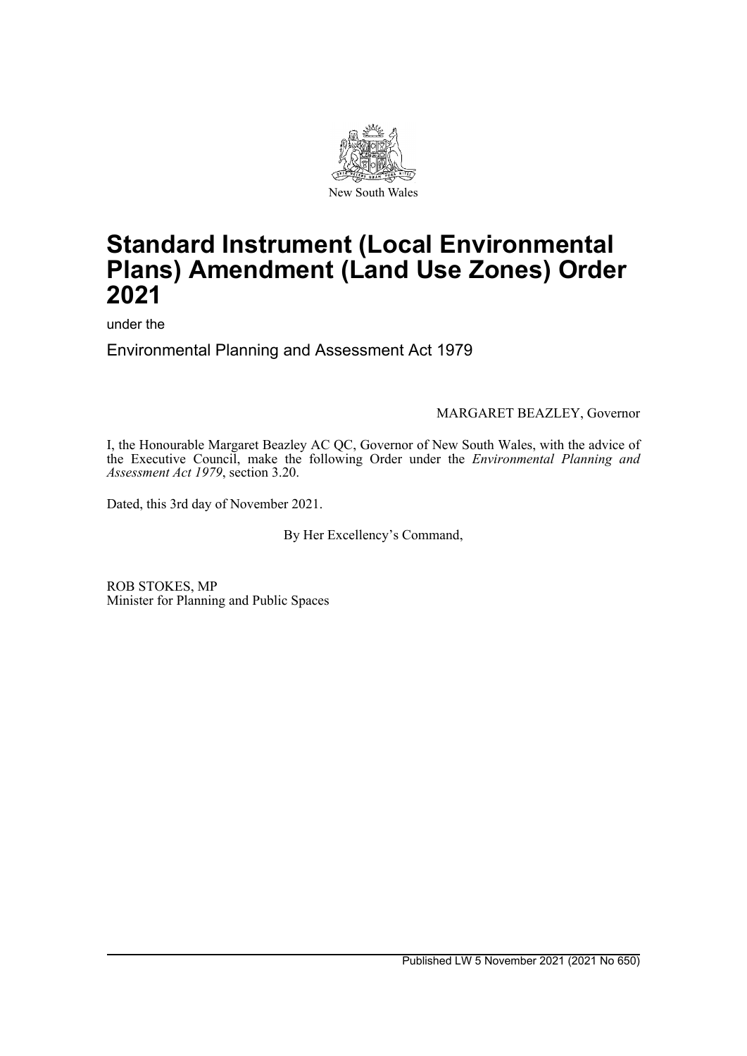New South Wales

# Standard Instrument (Local Environmental Plans) Amendment (Land Use Zones) Order 2021

under the

Environmental Planning and Assessment Act 1979

MARGARET BEAZLEY, Governor

I, the Honourable Margaret Beazley AC QC, Governor of New South Wales, with the advice of the Executive Council, make the following Order under the *Environmental Planning and Assessment Act 1979*, section 3.20.

Dated, this 3rd day of November 2021.

By Her Excellency's Command,

ROB STOKES, MP
Minister for Planning and Public Spaces

Published LW 5 November 2021 (2021 No 650)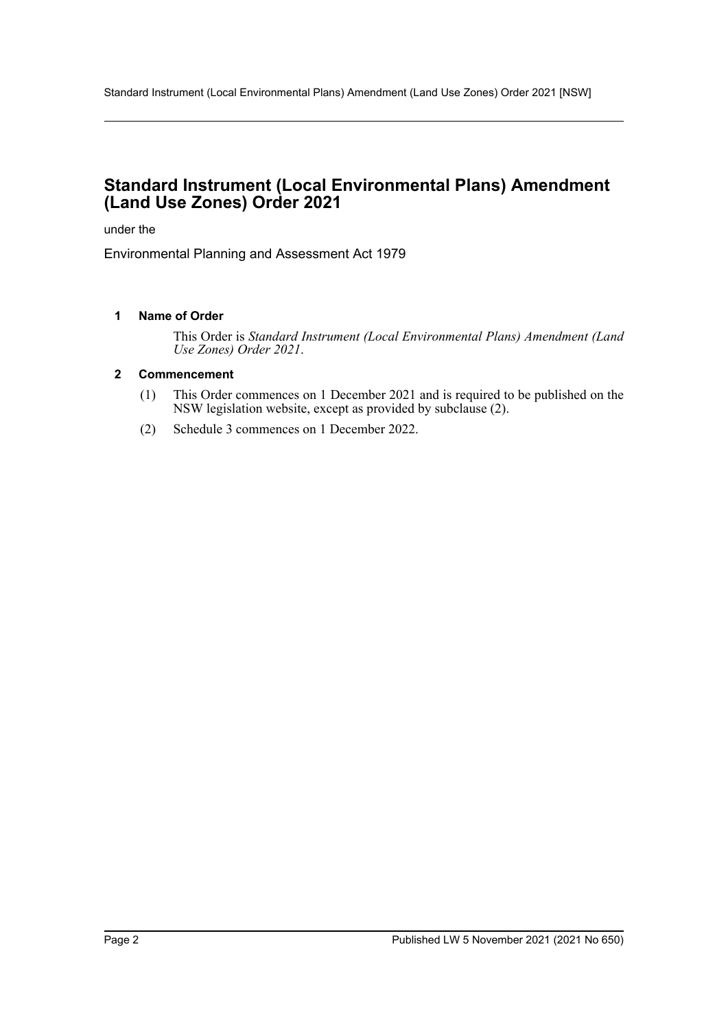# Standard Instrument (Local Environmental Plans) Amendment (Land Use Zones) Order 2021

under the

Environmental Planning and Assessment Act 1979

### 1 Name of Order

This Order is *Standard Instrument (Local Environmental Plans) Amendment (Land Use Zones) Order 2021*.

### 2 Commencement

(1) This Order commences on 1 December 2021 and is required to be published on the NSW legislation website, except as provided by subclause (2).

(2) Schedule 3 commences on 1 December 2022.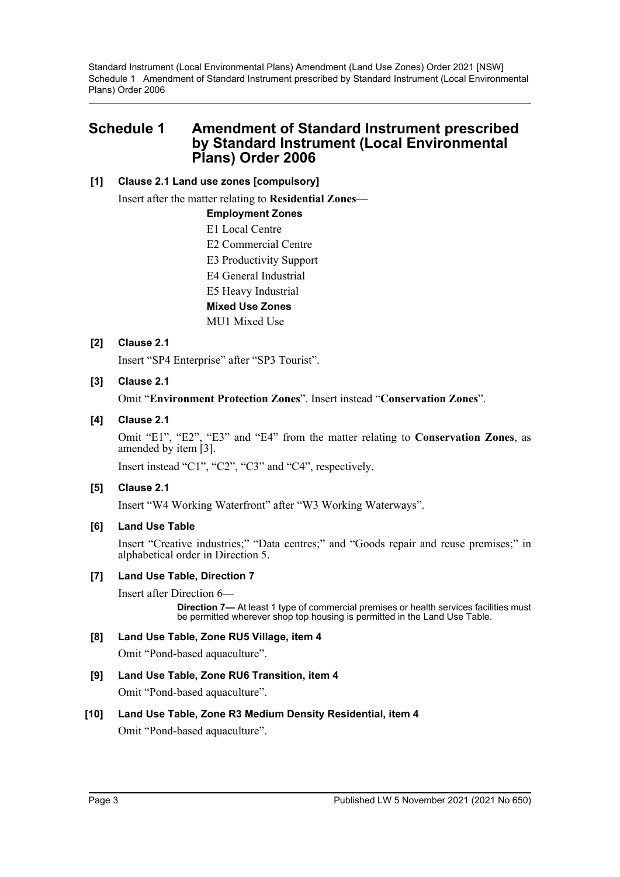# Schedule 1 Amendment of Standard Instrument prescribed by Standard Instrument (Local Environmental Plans) Order 2006

**[1] Clause 2.1 Land use zones [compulsory]**

Insert after the matter relating to **Residential Zones**—

**Employment Zones**

E1 Local Centre

E2 Commercial Centre

E3 Productivity Support

E4 General Industrial

E5 Heavy Industrial

**Mixed Use Zones**

MU1 Mixed Use

**[2] Clause 2.1**

Insert "SP4 Enterprise" after "SP3 Tourist".

**[3] Clause 2.1**

Omit "**Environment Protection Zones**". Insert instead "**Conservation Zones**".

**[4] Clause 2.1**

Omit "E1", "E2", "E3" and "E4" from the matter relating to **Conservation Zones**, as amended by item [3].

Insert instead "C1", "C2", "C3" and "C4", respectively.

**[5] Clause 2.1**

Insert "W4 Working Waterfront" after "W3 Working Waterways".

**[6] Land Use Table**

Insert "Creative industries;" "Data centres;" and "Goods repair and reuse premises;" in alphabetical order in Direction 5.

**[7] Land Use Table, Direction 7**

Insert after Direction 6—

**Direction 7—** At least 1 type of commercial premises or health services facilities must be permitted wherever shop top housing is permitted in the Land Use Table.

**[8] Land Use Table, Zone RU5 Village, item 4**

Omit "Pond-based aquaculture".

**[9] Land Use Table, Zone RU6 Transition, item 4**

Omit "Pond-based aquaculture".

**[10] Land Use Table, Zone R3 Medium Density Residential, item 4**

Omit "Pond-based aquaculture".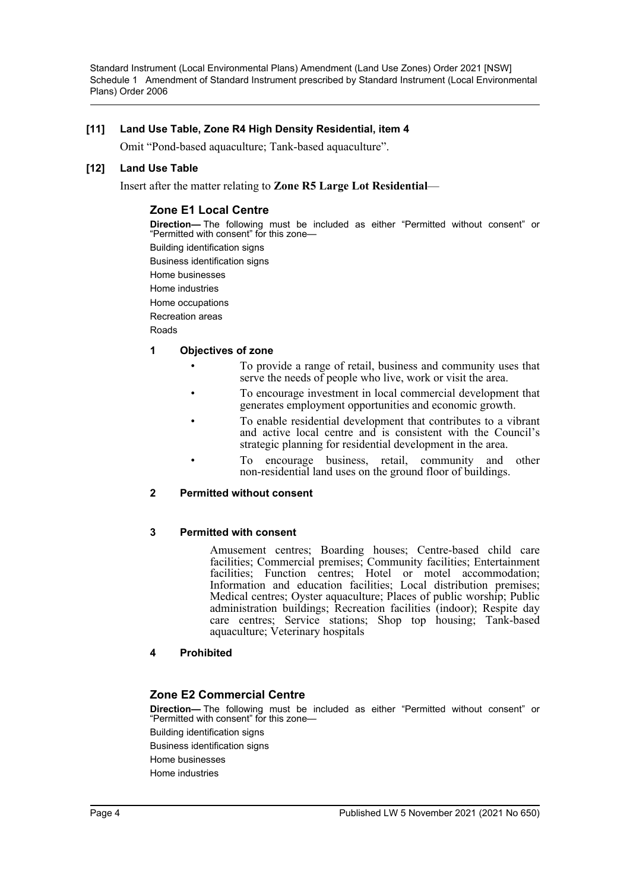**[11] Land Use Table, Zone R4 High Density Residential, item 4**

Omit "Pond-based aquaculture; Tank-based aquaculture".

**[12] Land Use Table**

Insert after the matter relating to **Zone R5 Large Lot Residential**—

### Zone E1 Local Centre

**Direction—** The following must be included as either "Permitted without consent" or "Permitted with consent" for this zone—

Building identification signs

Business identification signs

Home businesses

Home industries

Home occupations

Recreation areas

Roads

**1 Objectives of zone**

- To provide a range of retail, business and community uses that serve the needs of people who live, work or visit the area.
- To encourage investment in local commercial development that generates employment opportunities and economic growth.
- To enable residential development that contributes to a vibrant and active local centre and is consistent with the Council's strategic planning for residential development in the area.
- To encourage business, retail, community and other non-residential land uses on the ground floor of buildings.

**2 Permitted without consent**

**3 Permitted with consent**

Amusement centres; Boarding houses; Centre-based child care facilities; Commercial premises; Community facilities; Entertainment facilities; Function centres; Hotel or motel accommodation; Information and education facilities; Local distribution premises; Medical centres; Oyster aquaculture; Places of public worship; Public administration buildings; Recreation facilities (indoor); Respite day care centres; Service stations; Shop top housing; Tank-based aquaculture; Veterinary hospitals

**4 Prohibited**

### Zone E2 Commercial Centre

**Direction—** The following must be included as either "Permitted without consent" or "Permitted with consent" for this zone—

Building identification signs

Business identification signs

Home businesses

Home industries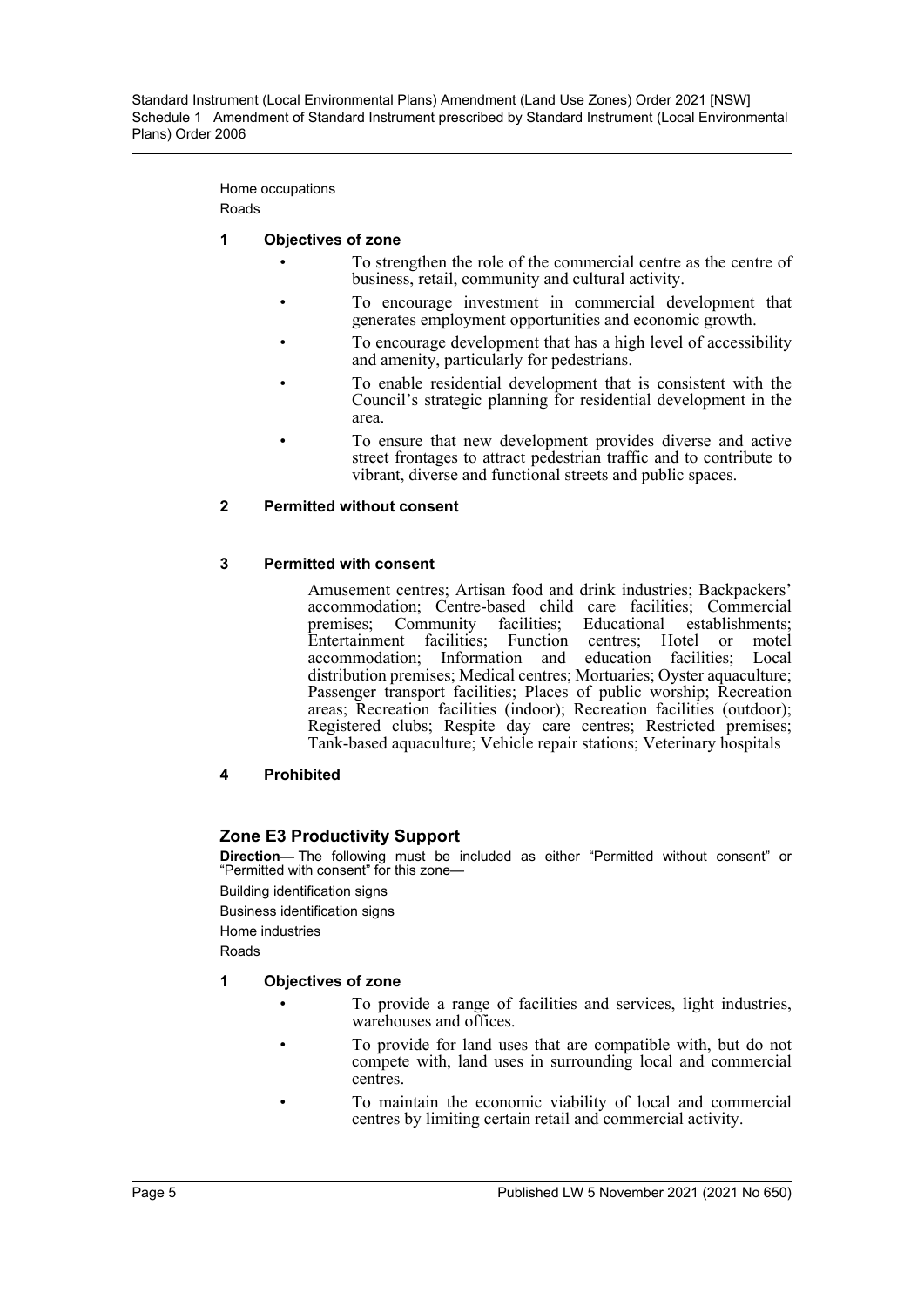Home occupations
Roads

**1 Objectives of zone**

- To strengthen the role of the commercial centre as the centre of business, retail, community and cultural activity.
- To encourage investment in commercial development that generates employment opportunities and economic growth.
- To encourage development that has a high level of accessibility and amenity, particularly for pedestrians.
- To enable residential development that is consistent with the Council's strategic planning for residential development in the area.
- To ensure that new development provides diverse and active street frontages to attract pedestrian traffic and to contribute to vibrant, diverse and functional streets and public spaces.

**2 Permitted without consent**

**3 Permitted with consent**

Amusement centres; Artisan food and drink industries; Backpackers' accommodation; Centre-based child care facilities; Commercial premises; Community facilities; Educational establishments; Entertainment facilities; Function centres; Hotel or motel accommodation; Information and education facilities; Local distribution premises; Medical centres; Mortuaries; Oyster aquaculture; Passenger transport facilities; Places of public worship; Recreation areas; Recreation facilities (indoor); Recreation facilities (outdoor); Registered clubs; Respite day care centres; Restricted premises; Tank-based aquaculture; Vehicle repair stations; Veterinary hospitals

**4 Prohibited**

## Zone E3 Productivity Support

**Direction—** The following must be included as either "Permitted without consent" or "Permitted with consent" for this zone—

Building identification signs
Business identification signs
Home industries
Roads

**1 Objectives of zone**

- To provide a range of facilities and services, light industries, warehouses and offices.
- To provide for land uses that are compatible with, but do not compete with, land uses in surrounding local and commercial centres.
- To maintain the economic viability of local and commercial centres by limiting certain retail and commercial activity.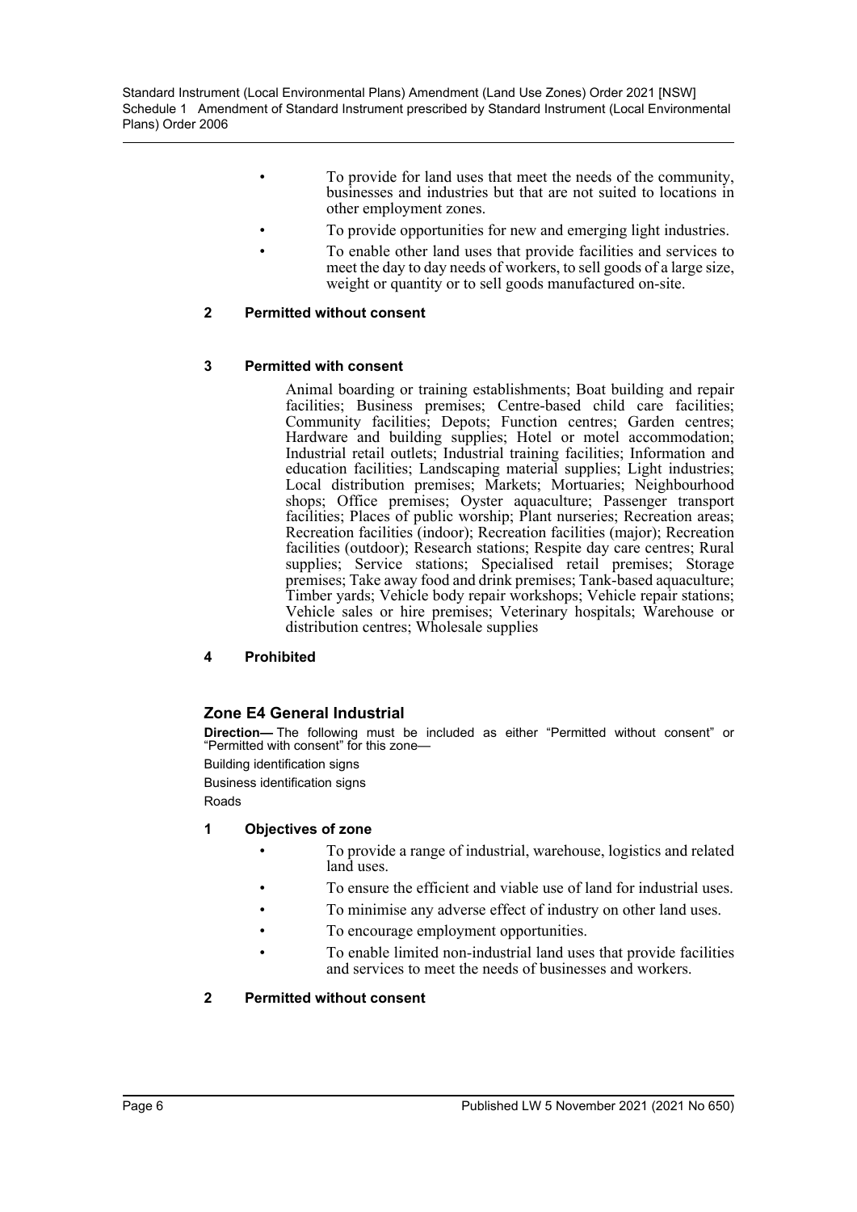- To provide for land uses that meet the needs of the community, businesses and industries but that are not suited to locations in other employment zones.
- To provide opportunities for new and emerging light industries.
- To enable other land uses that provide facilities and services to meet the day to day needs of workers, to sell goods of a large size, weight or quantity or to sell goods manufactured on-site.

**2 Permitted without consent**

**3 Permitted with consent**

Animal boarding or training establishments; Boat building and repair facilities; Business premises; Centre-based child care facilities; Community facilities; Depots; Function centres; Garden centres; Hardware and building supplies; Hotel or motel accommodation; Industrial retail outlets; Industrial training facilities; Information and education facilities; Landscaping material supplies; Light industries; Local distribution premises; Markets; Mortuaries; Neighbourhood shops; Office premises; Oyster aquaculture; Passenger transport facilities; Places of public worship; Plant nurseries; Recreation areas; Recreation facilities (indoor); Recreation facilities (major); Recreation facilities (outdoor); Research stations; Respite day care centres; Rural supplies; Service stations; Specialised retail premises; Storage premises; Take away food and drink premises; Tank-based aquaculture; Timber yards; Vehicle body repair workshops; Vehicle repair stations; Vehicle sales or hire premises; Veterinary hospitals; Warehouse or distribution centres; Wholesale supplies

**4 Prohibited**

## Zone E4 General Industrial

**Direction—** The following must be included as either "Permitted without consent" or "Permitted with consent" for this zone—

Building identification signs

Business identification signs

Roads

**1 Objectives of zone**

- To provide a range of industrial, warehouse, logistics and related land uses.
- To ensure the efficient and viable use of land for industrial uses.
- To minimise any adverse effect of industry on other land uses.
- To encourage employment opportunities.
- To enable limited non-industrial land uses that provide facilities and services to meet the needs of businesses and workers.

**2 Permitted without consent**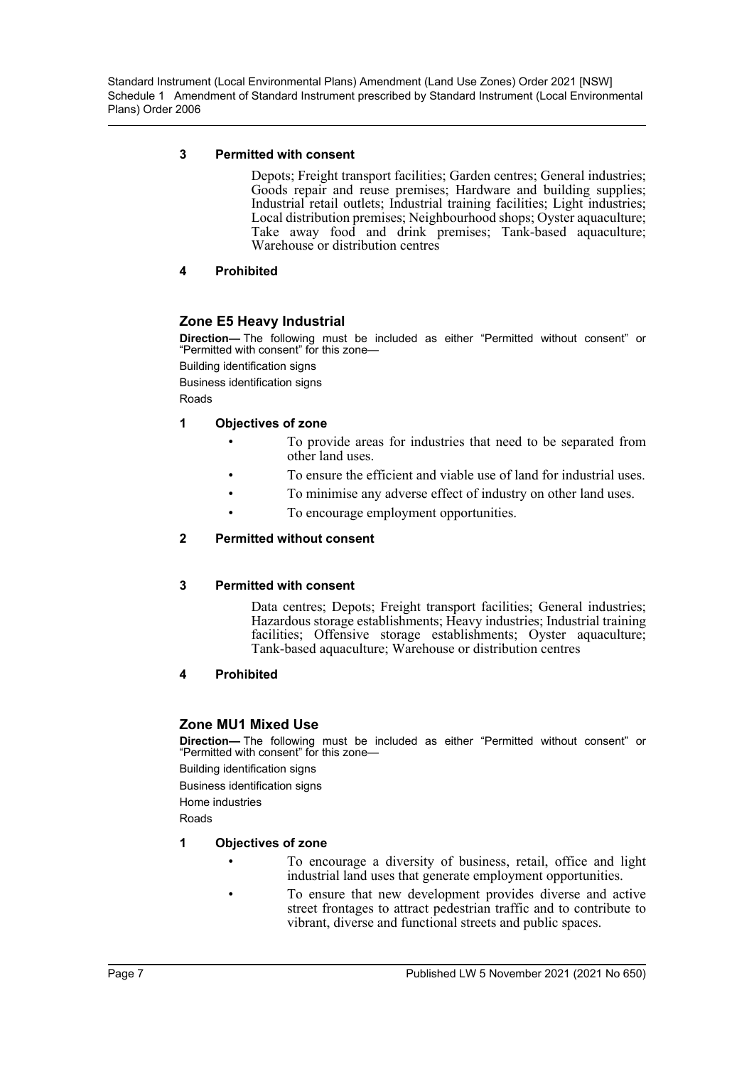**3 Permitted with consent**

Depots; Freight transport facilities; Garden centres; General industries; Goods repair and reuse premises; Hardware and building supplies; Industrial retail outlets; Industrial training facilities; Light industries; Local distribution premises; Neighbourhood shops; Oyster aquaculture; Take away food and drink premises; Tank-based aquaculture; Warehouse or distribution centres

**4 Prohibited**

## Zone E5 Heavy Industrial

**Direction—** The following must be included as either "Permitted without consent" or "Permitted with consent" for this zone—

Building identification signs

Business identification signs

Roads

**1 Objectives of zone**

- To provide areas for industries that need to be separated from other land uses.
- To ensure the efficient and viable use of land for industrial uses.
- To minimise any adverse effect of industry on other land uses.
- To encourage employment opportunities.

**2 Permitted without consent**

**3 Permitted with consent**

Data centres; Depots; Freight transport facilities; General industries; Hazardous storage establishments; Heavy industries; Industrial training facilities; Offensive storage establishments; Oyster aquaculture; Tank-based aquaculture; Warehouse or distribution centres

**4 Prohibited**

## Zone MU1 Mixed Use

**Direction—** The following must be included as either "Permitted without consent" or "Permitted with consent" for this zone—

Building identification signs

Business identification signs

Home industries

Roads

**1 Objectives of zone**

- To encourage a diversity of business, retail, office and light industrial land uses that generate employment opportunities.
- To ensure that new development provides diverse and active street frontages to attract pedestrian traffic and to contribute to vibrant, diverse and functional streets and public spaces.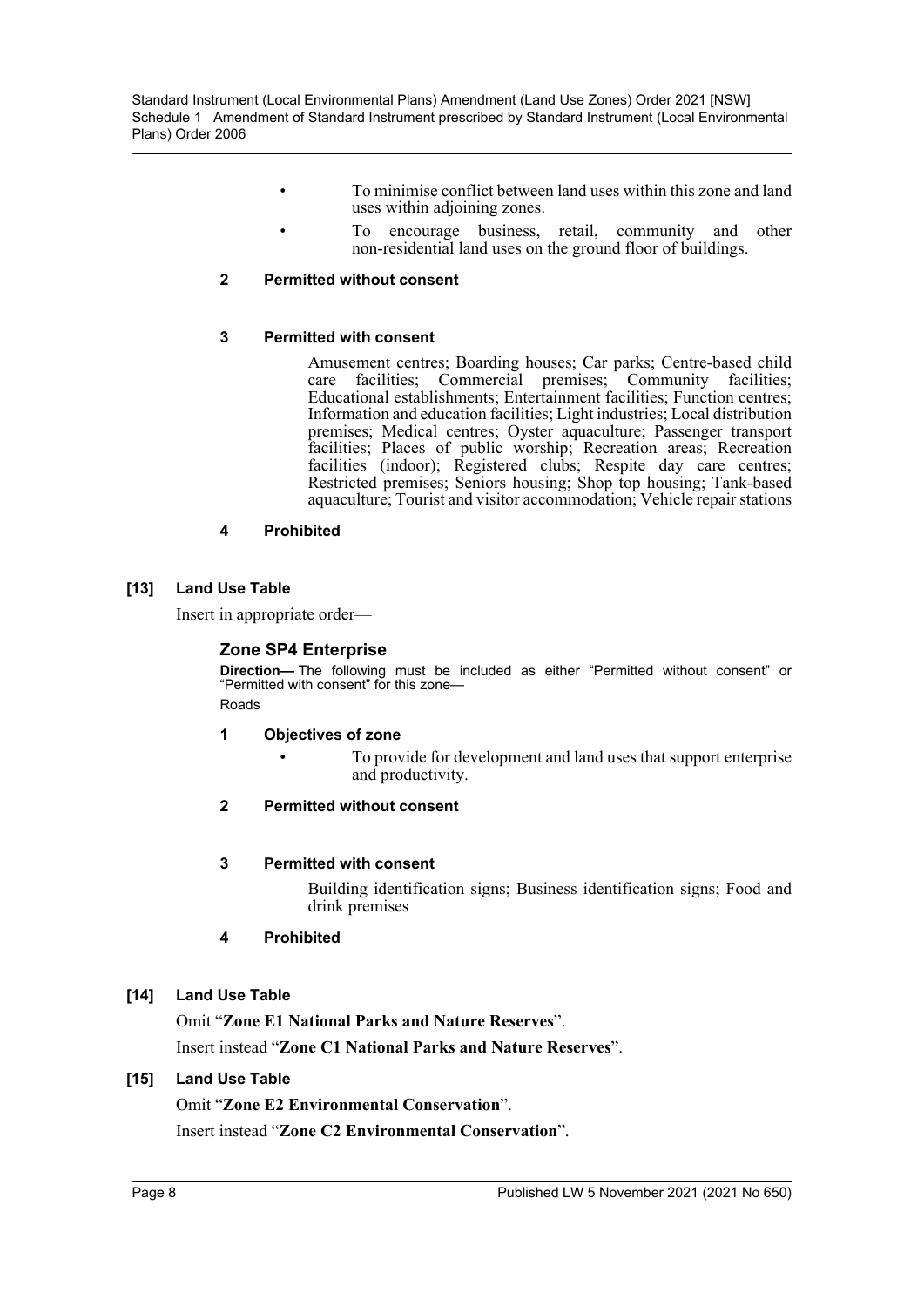- To minimise conflict between land uses within this zone and land uses within adjoining zones.
- To encourage business, retail, community and other non-residential land uses on the ground floor of buildings.

**2 Permitted without consent**

**3 Permitted with consent**

Amusement centres; Boarding houses; Car parks; Centre-based child care facilities; Commercial premises; Community facilities; Educational establishments; Entertainment facilities; Function centres; Information and education facilities; Light industries; Local distribution premises; Medical centres; Oyster aquaculture; Passenger transport facilities; Places of public worship; Recreation areas; Recreation facilities (indoor); Registered clubs; Respite day care centres; Restricted premises; Seniors housing; Shop top housing; Tank-based aquaculture; Tourist and visitor accommodation; Vehicle repair stations

**4 Prohibited**

**[13] Land Use Table**

Insert in appropriate order—

### Zone SP4 Enterprise

**Direction—** The following must be included as either "Permitted without consent" or "Permitted with consent" for this zone—

Roads

**1 Objectives of zone**

- To provide for development and land uses that support enterprise and productivity.

**2 Permitted without consent**

**3 Permitted with consent**

Building identification signs; Business identification signs; Food and drink premises

**4 Prohibited**

**[14] Land Use Table**

Omit "**Zone E1 National Parks and Nature Reserves**".

Insert instead "**Zone C1 National Parks and Nature Reserves**".

**[15] Land Use Table**

Omit "**Zone E2 Environmental Conservation**".

Insert instead "**Zone C2 Environmental Conservation**".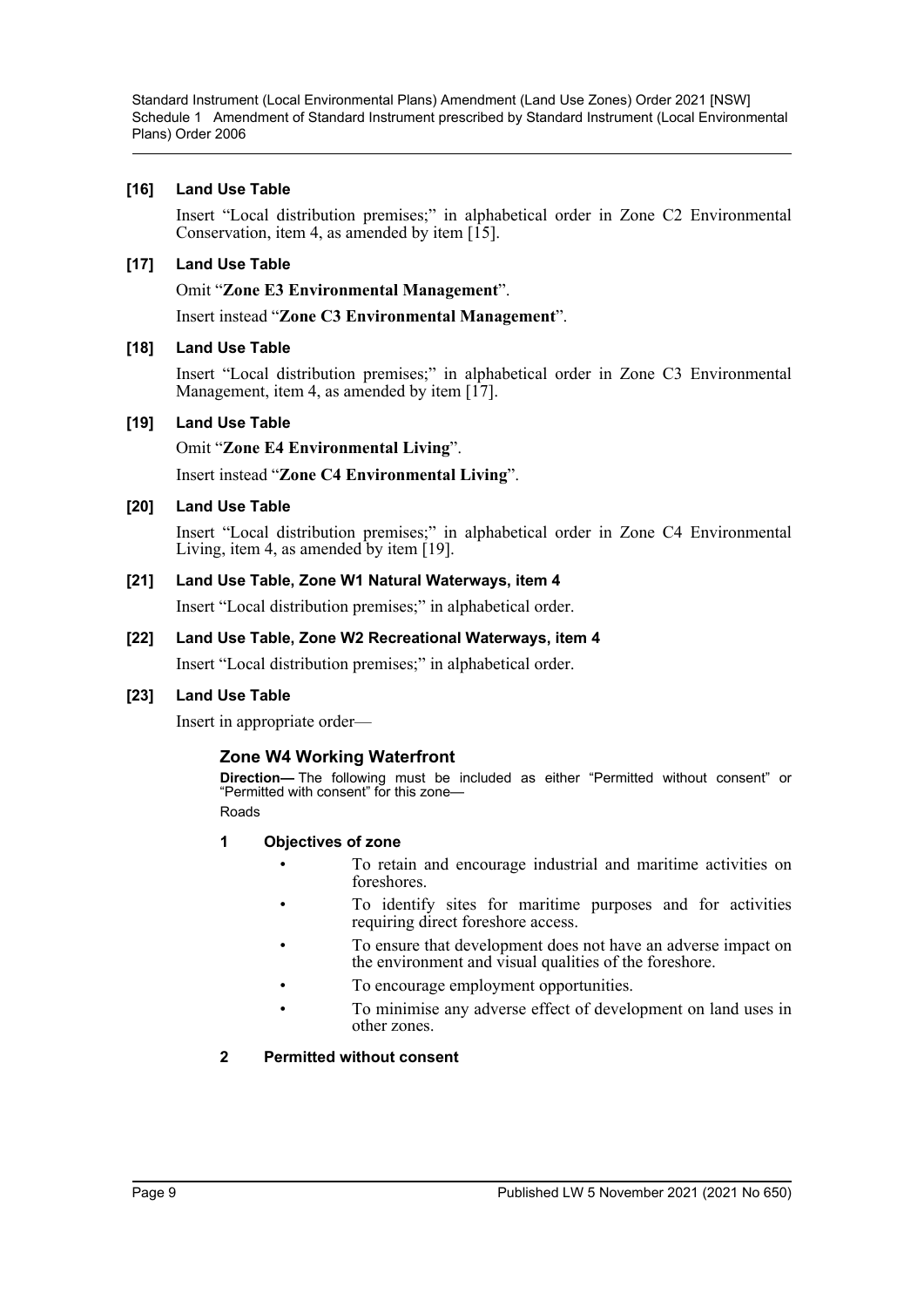### [16] Land Use Table

Insert "Local distribution premises;" in alphabetical order in Zone C2 Environmental Conservation, item 4, as amended by item [15].

### [17] Land Use Table

Omit "**Zone E3 Environmental Management**".

Insert instead "**Zone C3 Environmental Management**".

### [18] Land Use Table

Insert "Local distribution premises;" in alphabetical order in Zone C3 Environmental Management, item 4, as amended by item [17].

### [19] Land Use Table

Omit "**Zone E4 Environmental Living**".

Insert instead "**Zone C4 Environmental Living**".

### [20] Land Use Table

Insert "Local distribution premises;" in alphabetical order in Zone C4 Environmental Living, item 4, as amended by item [19].

### [21] Land Use Table, Zone W1 Natural Waterways, item 4

Insert "Local distribution premises;" in alphabetical order.

### [22] Land Use Table, Zone W2 Recreational Waterways, item 4

Insert "Local distribution premises;" in alphabetical order.

### [23] Land Use Table

Insert in appropriate order—

## Zone W4 Working Waterfront

**Direction—** The following must be included as either "Permitted without consent" or "Permitted with consent" for this zone—

Roads

#### 1 Objectives of zone

- To retain and encourage industrial and maritime activities on foreshores.
- To identify sites for maritime purposes and for activities requiring direct foreshore access.
- To ensure that development does not have an adverse impact on the environment and visual qualities of the foreshore.
- To encourage employment opportunities.
- To minimise any adverse effect of development on land uses in other zones.

#### 2 Permitted without consent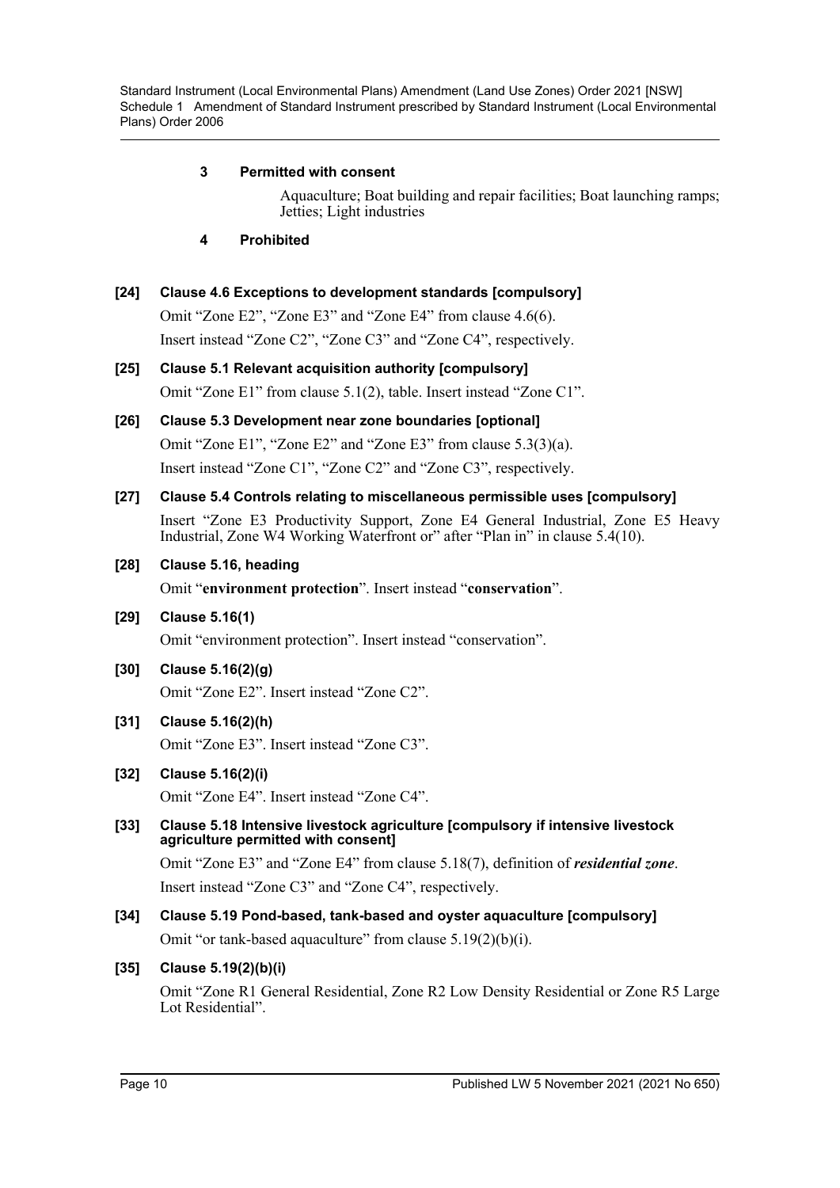**3 Permitted with consent**

Aquaculture; Boat building and repair facilities; Boat launching ramps; Jetties; Light industries

**4 Prohibited**

**[24] Clause 4.6 Exceptions to development standards [compulsory]**

Omit "Zone E2", "Zone E3" and "Zone E4" from clause 4.6(6).

Insert instead "Zone C2", "Zone C3" and "Zone C4", respectively.

**[25] Clause 5.1 Relevant acquisition authority [compulsory]**

Omit "Zone E1" from clause 5.1(2), table. Insert instead "Zone C1".

**[26] Clause 5.3 Development near zone boundaries [optional]**

Omit "Zone E1", "Zone E2" and "Zone E3" from clause 5.3(3)(a).

Insert instead "Zone C1", "Zone C2" and "Zone C3", respectively.

**[27] Clause 5.4 Controls relating to miscellaneous permissible uses [compulsory]**

Insert "Zone E3 Productivity Support, Zone E4 General Industrial, Zone E5 Heavy Industrial, Zone W4 Working Waterfront or" after "Plan in" in clause 5.4(10).

**[28] Clause 5.16, heading**

Omit "**environment protection**". Insert instead "**conservation**".

**[29] Clause 5.16(1)**

Omit "environment protection". Insert instead "conservation".

**[30] Clause 5.16(2)(g)**

Omit "Zone E2". Insert instead "Zone C2".

**[31] Clause 5.16(2)(h)**

Omit "Zone E3". Insert instead "Zone C3".

**[32] Clause 5.16(2)(i)**

Omit "Zone E4". Insert instead "Zone C4".

**[33] Clause 5.18 Intensive livestock agriculture [compulsory if intensive livestock agriculture permitted with consent]**

Omit "Zone E3" and "Zone E4" from clause 5.18(7), definition of ***residential zone***.

Insert instead "Zone C3" and "Zone C4", respectively.

**[34] Clause 5.19 Pond-based, tank-based and oyster aquaculture [compulsory]**

Omit "or tank-based aquaculture" from clause 5.19(2)(b)(i).

**[35] Clause 5.19(2)(b)(i)**

Omit "Zone R1 General Residential, Zone R2 Low Density Residential or Zone R5 Large Lot Residential".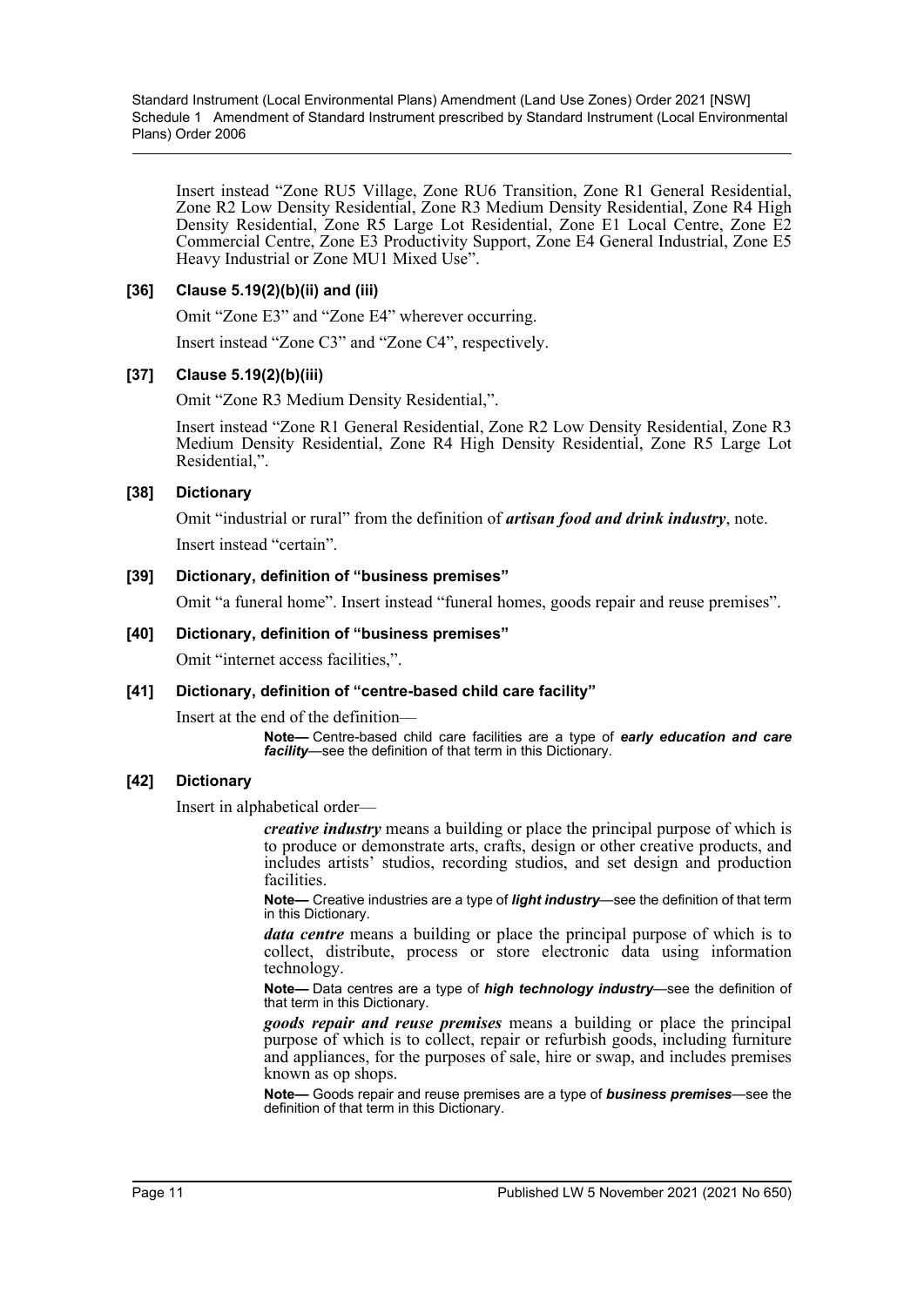Insert instead "Zone RU5 Village, Zone RU6 Transition, Zone R1 General Residential, Zone R2 Low Density Residential, Zone R3 Medium Density Residential, Zone R4 High Density Residential, Zone R5 Large Lot Residential, Zone E1 Local Centre, Zone E2 Commercial Centre, Zone E3 Productivity Support, Zone E4 General Industrial, Zone E5 Heavy Industrial or Zone MU1 Mixed Use".

### [36] Clause 5.19(2)(b)(ii) and (iii)

Omit "Zone E3" and "Zone E4" wherever occurring.

Insert instead "Zone C3" and "Zone C4", respectively.

### [37] Clause 5.19(2)(b)(iii)

Omit "Zone R3 Medium Density Residential,".

Insert instead "Zone R1 General Residential, Zone R2 Low Density Residential, Zone R3 Medium Density Residential, Zone R4 High Density Residential, Zone R5 Large Lot Residential,".

### [38] Dictionary

Omit "industrial or rural" from the definition of ***artisan food and drink industry***, note.

Insert instead "certain".

### [39] Dictionary, definition of "business premises"

Omit "a funeral home". Insert instead "funeral homes, goods repair and reuse premises".

### [40] Dictionary, definition of "business premises"

Omit "internet access facilities,".

### [41] Dictionary, definition of "centre-based child care facility"

Insert at the end of the definition—

**Note—** Centre-based child care facilities are a type of ***early education and care facility***—see the definition of that term in this Dictionary.

### [42] Dictionary

Insert in alphabetical order—

***creative industry*** means a building or place the principal purpose of which is to produce or demonstrate arts, crafts, design or other creative products, and includes artists' studios, recording studios, and set design and production facilities.

**Note—** Creative industries are a type of ***light industry***—see the definition of that term in this Dictionary.

***data centre*** means a building or place the principal purpose of which is to collect, distribute, process or store electronic data using information technology.

**Note—** Data centres are a type of ***high technology industry***—see the definition of that term in this Dictionary.

***goods repair and reuse premises*** means a building or place the principal purpose of which is to collect, repair or refurbish goods, including furniture and appliances, for the purposes of sale, hire or swap, and includes premises known as op shops.

**Note—** Goods repair and reuse premises are a type of ***business premises***—see the definition of that term in this Dictionary.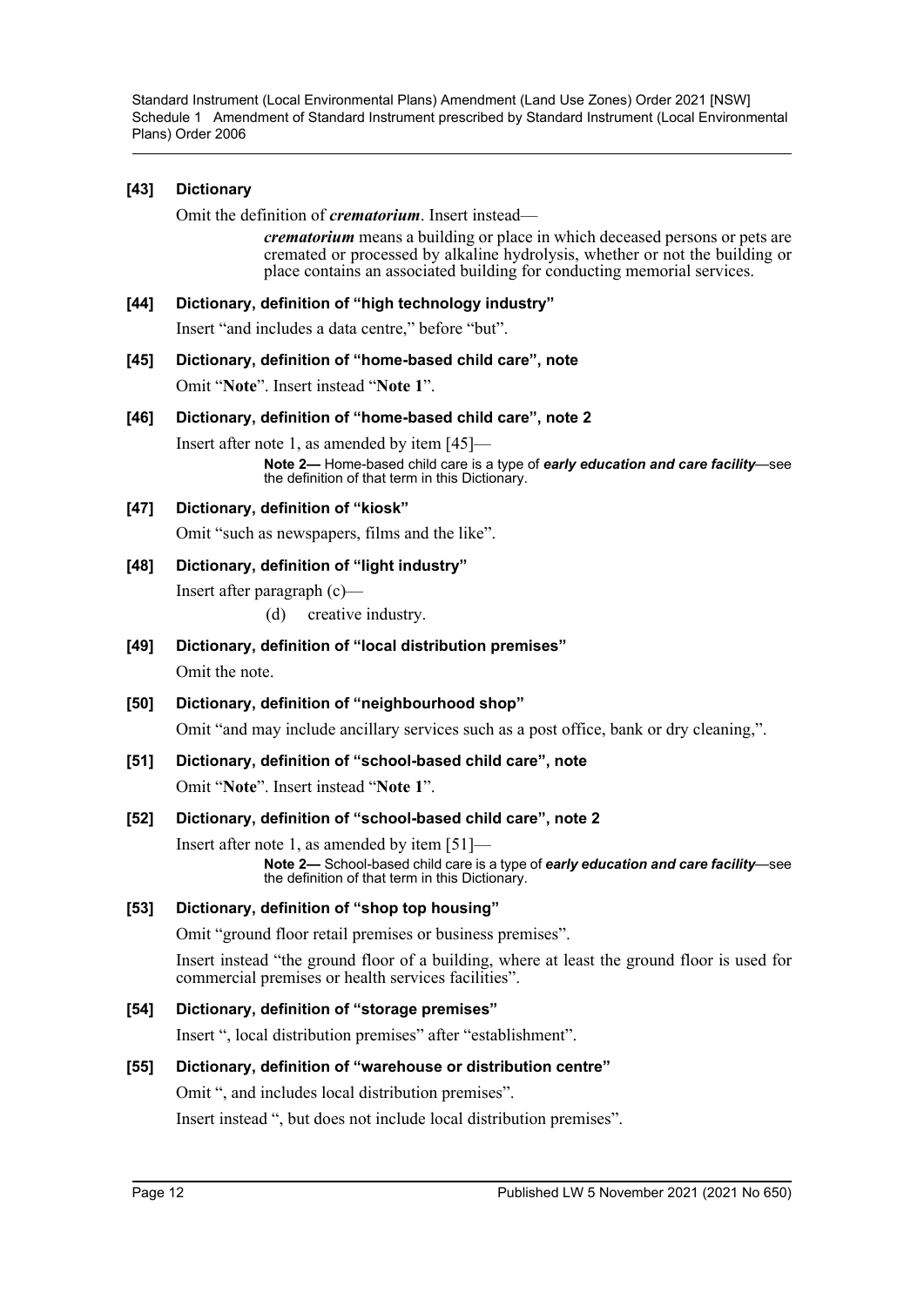**[43] Dictionary**

Omit the definition of ***crematorium***. Insert instead—

> ***crematorium*** means a building or place in which deceased persons or pets are cremated or processed by alkaline hydrolysis, whether or not the building or place contains an associated building for conducting memorial services.

**[44] Dictionary, definition of "high technology industry"**

Insert "and includes a data centre," before "but".

**[45] Dictionary, definition of "home-based child care", note**

Omit "**Note**". Insert instead "**Note 1**".

**[46] Dictionary, definition of "home-based child care", note 2**

Insert after note 1, as amended by item [45]—

> **Note 2—** Home-based child care is a type of ***early education and care facility***—see the definition of that term in this Dictionary.

**[47] Dictionary, definition of "kiosk"**

Omit "such as newspapers, films and the like".

**[48] Dictionary, definition of "light industry"**

Insert after paragraph (c)—

> (d) creative industry.

**[49] Dictionary, definition of "local distribution premises"**

Omit the note.

**[50] Dictionary, definition of "neighbourhood shop"**

Omit "and may include ancillary services such as a post office, bank or dry cleaning,".

**[51] Dictionary, definition of "school-based child care", note**

Omit "**Note**". Insert instead "**Note 1**".

**[52] Dictionary, definition of "school-based child care", note 2**

Insert after note 1, as amended by item [51]—

> **Note 2—** School-based child care is a type of ***early education and care facility***—see the definition of that term in this Dictionary.

**[53] Dictionary, definition of "shop top housing"**

Omit "ground floor retail premises or business premises".

Insert instead "the ground floor of a building, where at least the ground floor is used for commercial premises or health services facilities".

**[54] Dictionary, definition of "storage premises"**

Insert ", local distribution premises" after "establishment".

**[55] Dictionary, definition of "warehouse or distribution centre"**

Omit ", and includes local distribution premises".

Insert instead ", but does not include local distribution premises".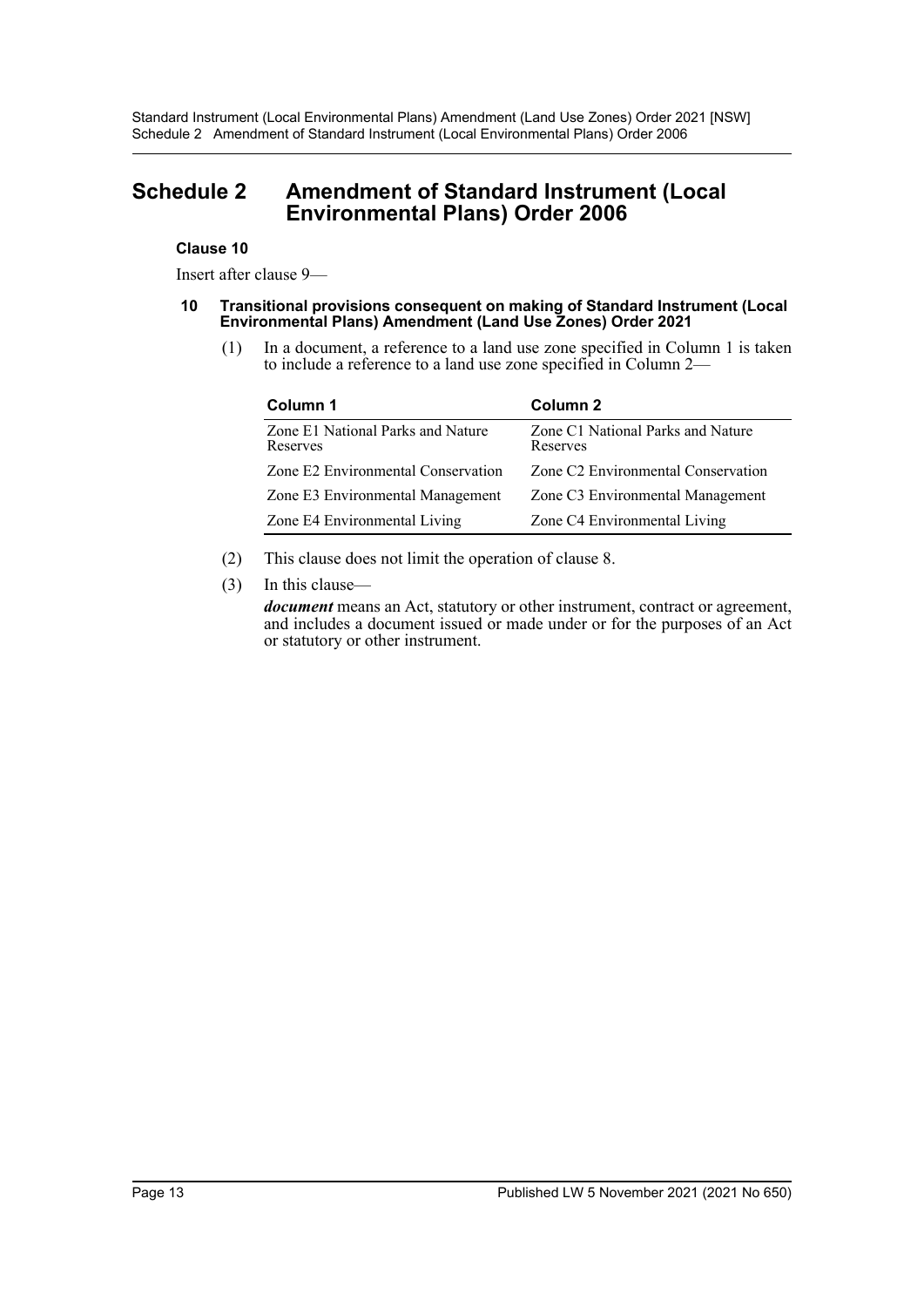# Schedule 2 Amendment of Standard Instrument (Local Environmental Plans) Order 2006

**Clause 10**

Insert after clause 9—

**10 Transitional provisions consequent on making of Standard Instrument (Local Environmental Plans) Amendment (Land Use Zones) Order 2021**

(1) In a document, a reference to a land use zone specified in Column 1 is taken to include a reference to a land use zone specified in Column 2—

| Column 1 | Column 2 |
| --- | --- |
| Zone E1 National Parks and Nature Reserves | Zone C1 National Parks and Nature Reserves |
| Zone E2 Environmental Conservation | Zone C2 Environmental Conservation |
| Zone E3 Environmental Management | Zone C3 Environmental Management |
| Zone E4 Environmental Living | Zone C4 Environmental Living |

(2) This clause does not limit the operation of clause 8.

(3) In this clause—

***document*** means an Act, statutory or other instrument, contract or agreement, and includes a document issued or made under or for the purposes of an Act or statutory or other instrument.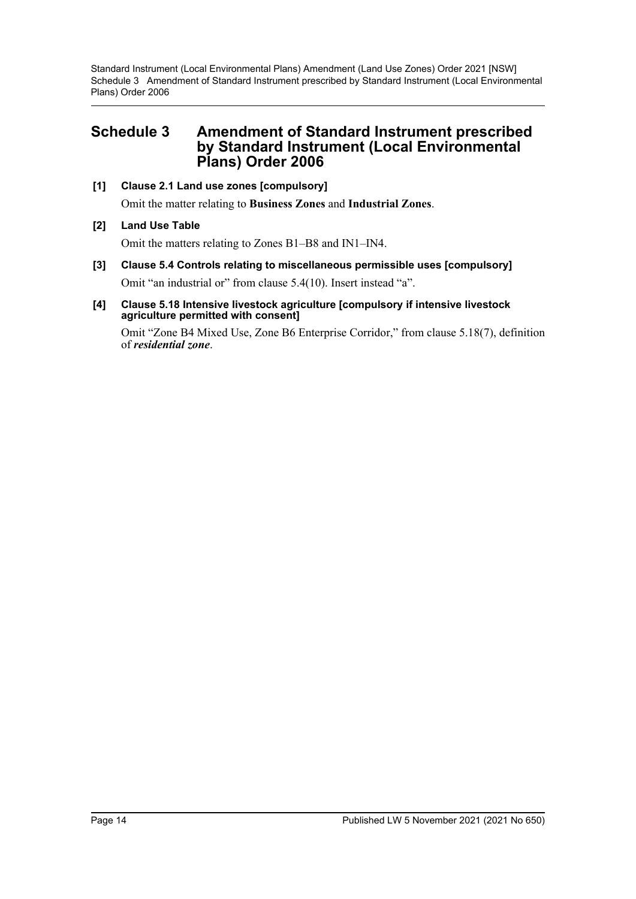## Schedule 3 Amendment of Standard Instrument prescribed by Standard Instrument (Local Environmental Plans) Order 2006

### [1] Clause 2.1 Land use zones [compulsory]

Omit the matter relating to **Business Zones** and **Industrial Zones**.

### [2] Land Use Table

Omit the matters relating to Zones B1–B8 and IN1–IN4.

### [3] Clause 5.4 Controls relating to miscellaneous permissible uses [compulsory]

Omit "an industrial or" from clause 5.4(10). Insert instead "a".

### [4] Clause 5.18 Intensive livestock agriculture [compulsory if intensive livestock agriculture permitted with consent]

Omit "Zone B4 Mixed Use, Zone B6 Enterprise Corridor," from clause 5.18(7), definition of ***residential zone***.